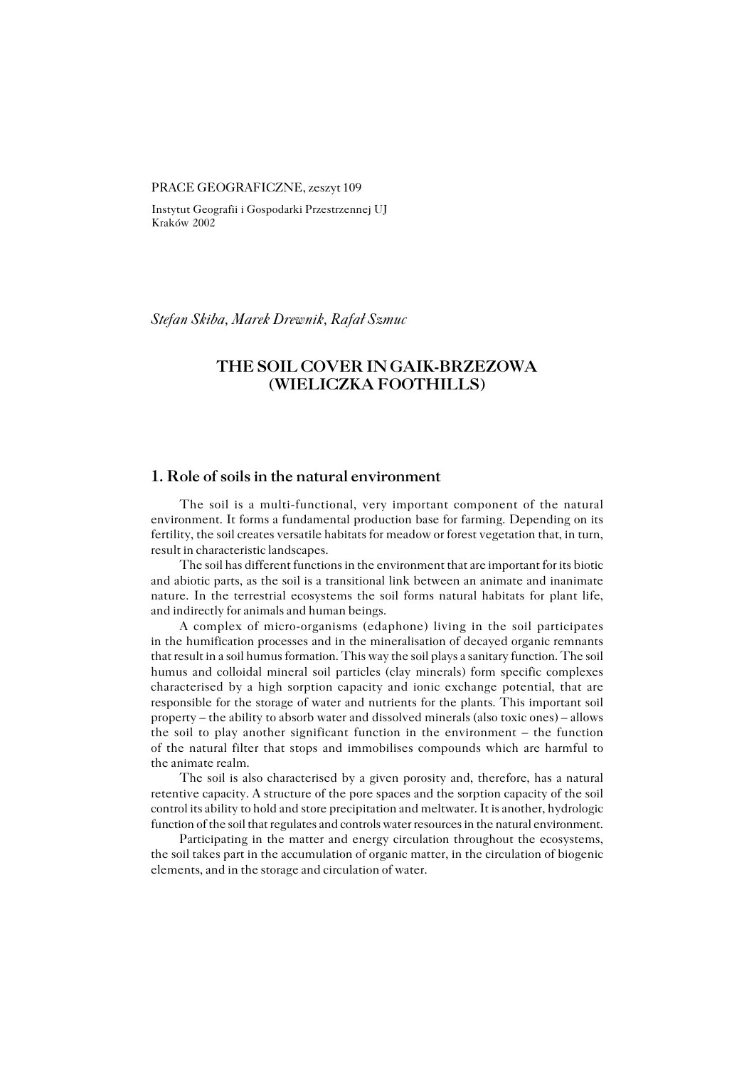PRACE GEOGRAFICZNE, zeszyt 109

Instytut Geografii i Gospodarki Przestrzennej UJ
Kraków 2002

*Stefan Skiba, Marek Drewnik, Rafał Szmuc*

# THE SOIL COVER IN GAIK-BRZEZOWA (WIELICZKA FOOTHILLS)

## 1. Role of soils in the natural environment

The soil is a multi-functional, very important component of the natural environment. It forms a fundamental production base for farming. Depending on its fertility, the soil creates versatile habitats for meadow or forest vegetation that, in turn, result in characteristic landscapes.

The soil has different functions in the environment that are important for its biotic and abiotic parts, as the soil is a transitional link between an animate and inanimate nature. In the terrestrial ecosystems the soil forms natural habitats for plant life, and indirectly for animals and human beings.

A complex of micro-organisms (edaphone) living in the soil participates in the humification processes and in the mineralisation of decayed organic remnants that result in a soil humus formation. This way the soil plays a sanitary function. The soil humus and colloidal mineral soil particles (clay minerals) form specific complexes characterised by a high sorption capacity and ionic exchange potential, that are responsible for the storage of water and nutrients for the plants. This important soil property – the ability to absorb water and dissolved minerals (also toxic ones) – allows the soil to play another significant function in the environment – the function of the natural filter that stops and immobilises compounds which are harmful to the animate realm.

The soil is also characterised by a given porosity and, therefore, has a natural retentive capacity. A structure of the pore spaces and the sorption capacity of the soil control its ability to hold and store precipitation and meltwater. It is another, hydrologic function of the soil that regulates and controls water resources in the natural environment.

Participating in the matter and energy circulation throughout the ecosystems, the soil takes part in the accumulation of organic matter, in the circulation of biogenic elements, and in the storage and circulation of water.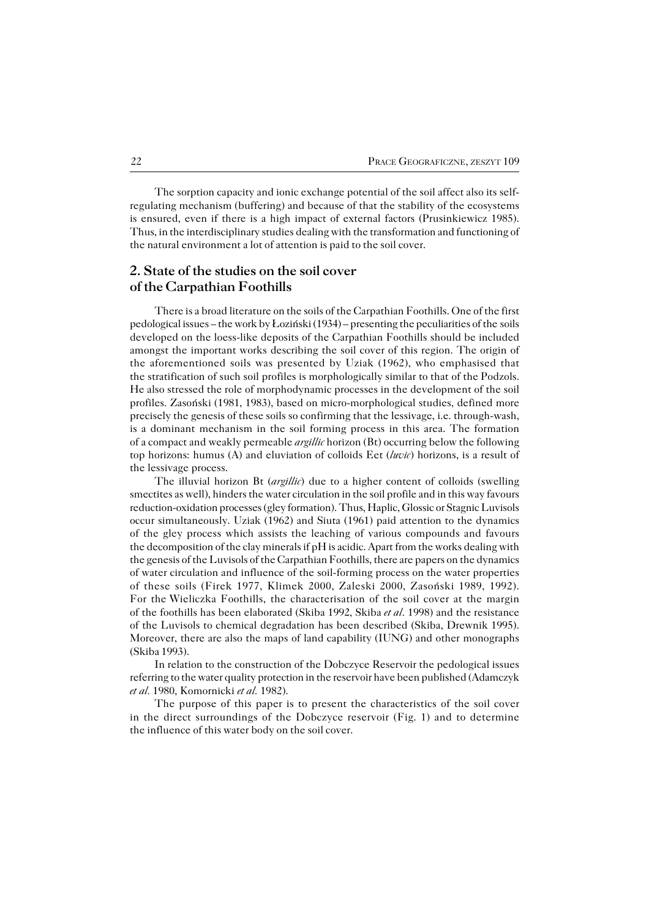The sorption capacity and ionic exchange potential of the soil affect also its self-regulating mechanism (buffering) and because of that the stability of the ecosystems is ensured, even if there is a high impact of external factors (Prusinkiewicz 1985). Thus, in the interdisciplinary studies dealing with the transformation and functioning of the natural environment a lot of attention is paid to the soil cover.

## 2. State of the studies on the soil cover of the Carpathian Foothills

There is a broad literature on the soils of the Carpathian Foothills. One of the first pedological issues – the work by Łoziński (1934) – presenting the peculiarities of the soils developed on the loess-like deposits of the Carpathian Foothills should be included amongst the important works describing the soil cover of this region. The origin of the aforementioned soils was presented by Uziak (1962), who emphasised that the stratification of such soil profiles is morphologically similar to that of the Podzols. He also stressed the role of morphodynamic processes in the development of the soil profiles. Zasoński (1981, 1983), based on micro-morphological studies, defined more precisely the genesis of these soils so confirming that the lessivage, i.e. through-wash, is a dominant mechanism in the soil forming process in this area. The formation of a compact and weakly permeable *argillic* horizon (Bt) occurring below the following top horizons: humus (A) and eluviation of colloids Eet (*luvic*) horizons, is a result of the lessivage process.

The illuvial horizon Bt (*argillic*) due to a higher content of colloids (swelling smectites as well), hinders the water circulation in the soil profile and in this way favours reduction-oxidation processes (gley formation). Thus, Haplic, Glossic or Stagnic Luvisols occur simultaneously. Uziak (1962) and Siuta (1961) paid attention to the dynamics of the gley process which assists the leaching of various compounds and favours the decomposition of the clay minerals if pH is acidic. Apart from the works dealing with the genesis of the Luvisols of the Carpathian Foothills, there are papers on the dynamics of water circulation and influence of the soil-forming process on the water properties of these soils (Firek 1977, Klimek 2000, Zaleski 2000, Zasoński 1989, 1992). For the Wieliczka Foothills, the characterisation of the soil cover at the margin of the foothills has been elaborated (Skiba 1992, Skiba *et al*. 1998) and the resistance of the Luvisols to chemical degradation has been described (Skiba, Drewnik 1995). Moreover, there are also the maps of land capability (IUNG) and other monographs (Skiba 1993).

In relation to the construction of the Dobczyce Reservoir the pedological issues referring to the water quality protection in the reservoir have been published (Adamczyk *et al*. 1980, Komornicki *et al*. 1982).

The purpose of this paper is to present the characteristics of the soil cover in the direct surroundings of the Dobczyce reservoir (Fig. 1) and to determine the influence of this water body on the soil cover.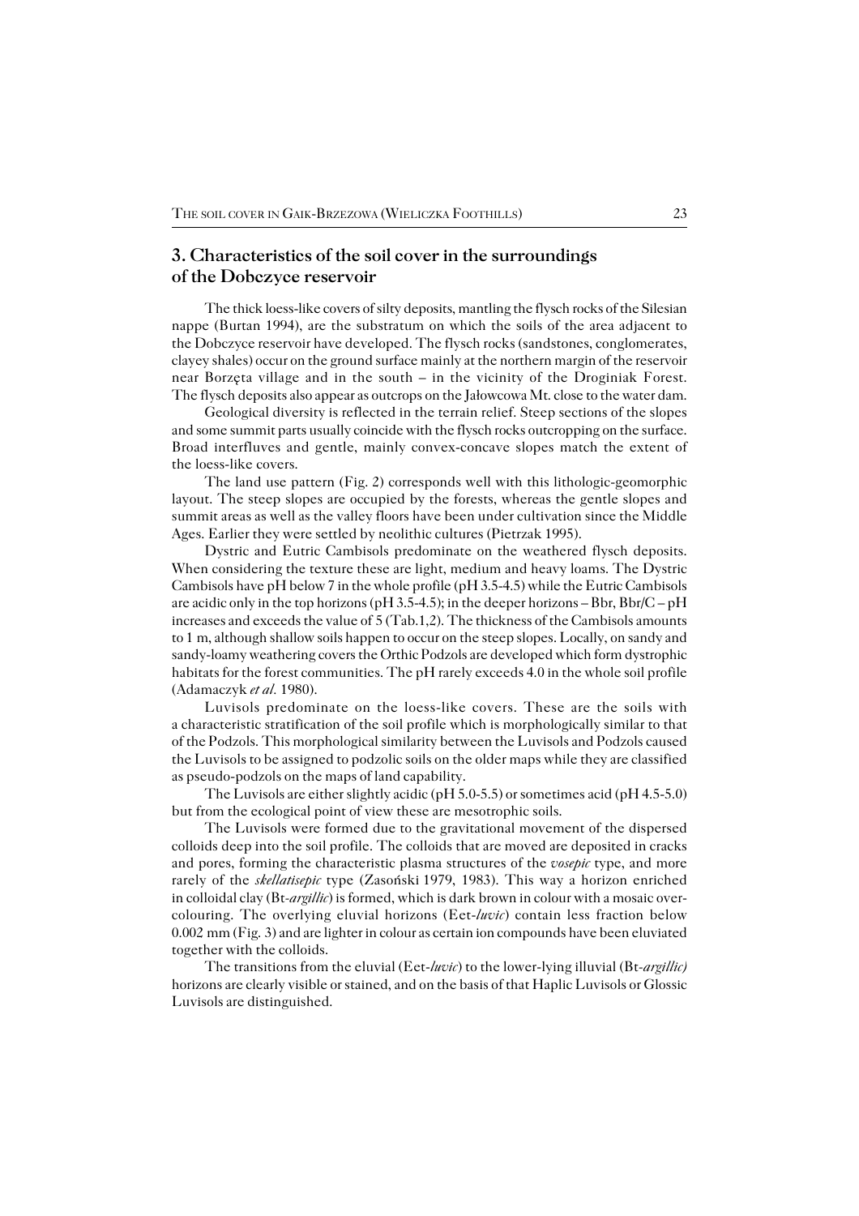## 3. Characteristics of the soil cover in the surroundings of the Dobczyce reservoir

The thick loess-like covers of silty deposits, mantling the flysch rocks of the Silesian nappe (Burtan 1994), are the substratum on which the soils of the area adjacent to the Dobczyce reservoir have developed. The flysch rocks (sandstones, conglomerates, clayey shales) occur on the ground surface mainly at the northern margin of the reservoir near Borzęta village and in the south – in the vicinity of the Droginiak Forest. The flysch deposits also appear as outcrops on the Jałowcowa Mt. close to the water dam.

Geological diversity is reflected in the terrain relief. Steep sections of the slopes and some summit parts usually coincide with the flysch rocks outcropping on the surface. Broad interfluves and gentle, mainly convex-concave slopes match the extent of the loess-like covers.

The land use pattern (Fig. 2) corresponds well with this lithologic-geomorphic layout. The steep slopes are occupied by the forests, whereas the gentle slopes and summit areas as well as the valley floors have been under cultivation since the Middle Ages. Earlier they were settled by neolithic cultures (Pietrzak 1995).

Dystric and Eutric Cambisols predominate on the weathered flysch deposits. When considering the texture these are light, medium and heavy loams. The Dystric Cambisols have pH below 7 in the whole profile (pH 3.5-4.5) while the Eutric Cambisols are acidic only in the top horizons (pH 3.5-4.5); in the deeper horizons – Bbr, Bbr/C – pH increases and exceeds the value of 5 (Tab.1,2). The thickness of the Cambisols amounts to 1 m, although shallow soils happen to occur on the steep slopes. Locally, on sandy and sandy-loamy weathering covers the Orthic Podzols are developed which form dystrophic habitats for the forest communities. The pH rarely exceeds 4.0 in the whole soil profile (Adamaczyk *et al*. 1980).

Luvisols predominate on the loess-like covers. These are the soils with a characteristic stratification of the soil profile which is morphologically similar to that of the Podzols. This morphological similarity between the Luvisols and Podzols caused the Luvisols to be assigned to podzolic soils on the older maps while they are classified as pseudo-podzols on the maps of land capability.

The Luvisols are either slightly acidic (pH 5.0-5.5) or sometimes acid (pH 4.5-5.0) but from the ecological point of view these are mesotrophic soils.

The Luvisols were formed due to the gravitational movement of the dispersed colloids deep into the soil profile. The colloids that are moved are deposited in cracks and pores, forming the characteristic plasma structures of the *vosepic* type, and more rarely of the *skellatisepic* type (Zasoński 1979, 1983). This way a horizon enriched in colloidal clay (Bt-*argillic*) is formed, which is dark brown in colour with a mosaic over-colouring. The overlying eluvial horizons (Eet-*luvic*) contain less fraction below 0.002 mm (Fig. 3) and are lighter in colour as certain ion compounds have been eluviated together with the colloids.

The transitions from the eluvial (Eet-*luvic*) to the lower-lying illuvial (Bt-*argillic)* horizons are clearly visible or stained, and on the basis of that Haplic Luvisols or Glossic Luvisols are distinguished.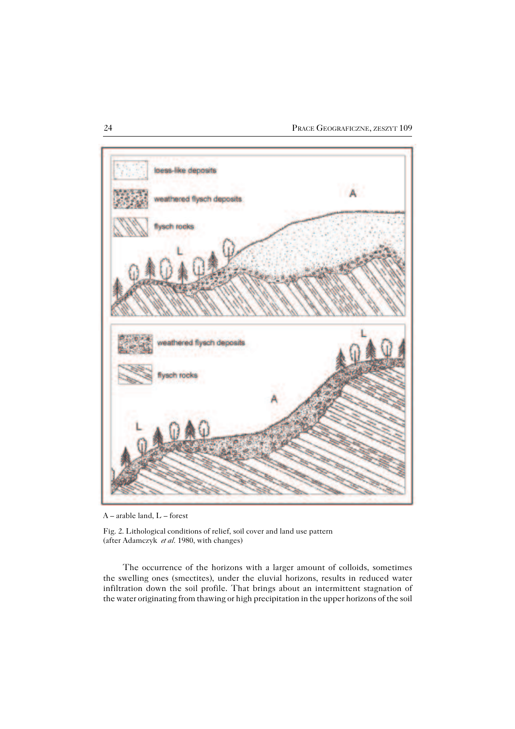A – arable land, L – forest

Fig. 2. Lithological conditions of relief, soil cover and land use pattern (after Adamczyk *et al.* 1980, with changes)

The occurrence of the horizons with a larger amount of colloids, sometimes the swelling ones (smectites), under the eluvial horizons, results in reduced water infiltration down the soil profile. That brings about an intermittent stagnation of the water originating from thawing or high precipitation in the upper horizons of the soil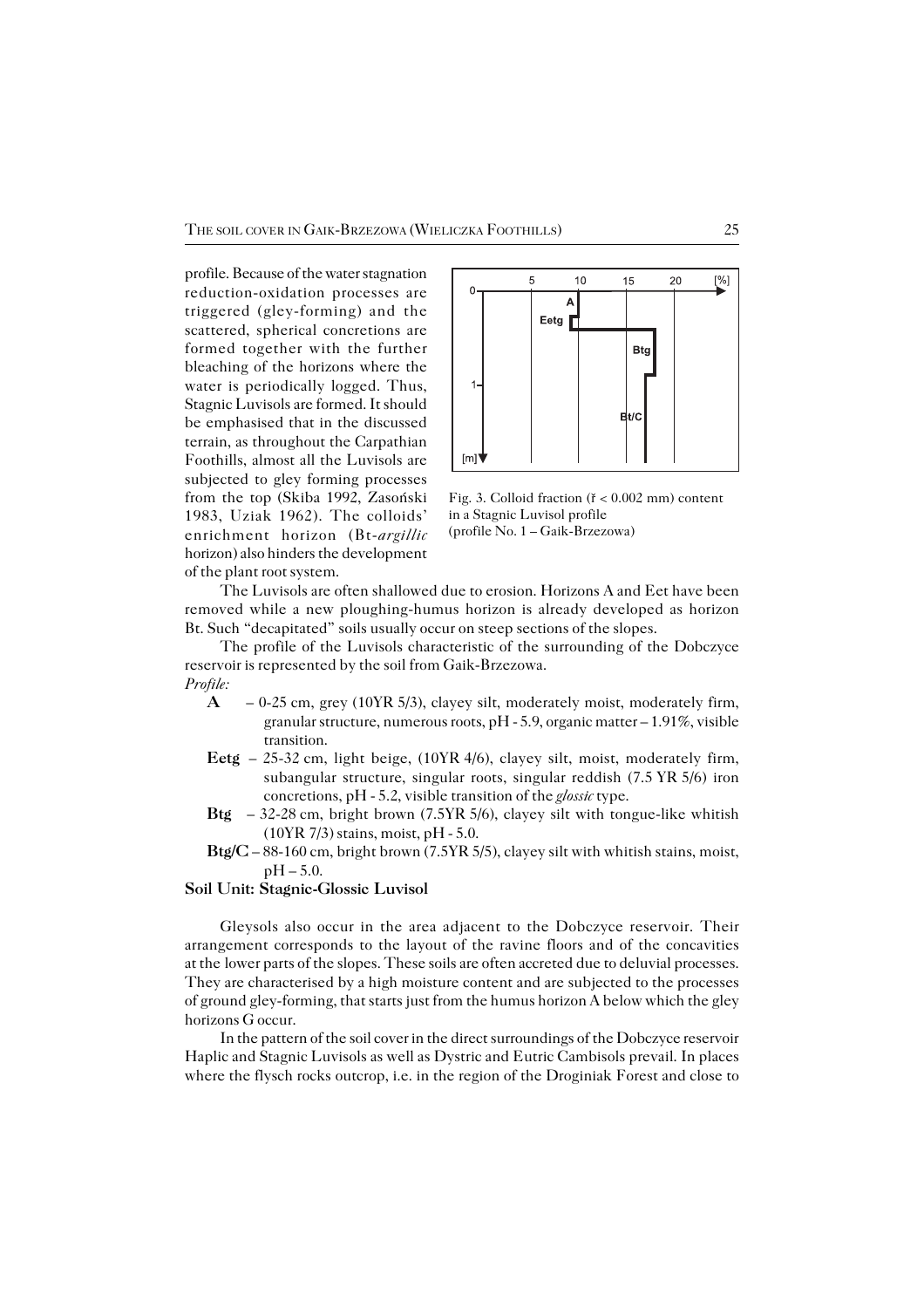profile. Because of the water stagnation reduction-oxidation processes are triggered (gley-forming) and the scattered, spherical concretions are formed together with the further bleaching of the horizons where the water is periodically logged. Thus, Stagnic Luvisols are formed. It should be emphasised that in the discussed terrain, as throughout the Carpathian Foothills, almost all the Luvisols are subjected to gley forming processes from the top (Skiba 1992, Zasoński 1983, Uziak 1962). The colloids' enrichment horizon (Bt-*argillic* horizon) also hinders the development of the plant root system.

Fig. 3. Colloid fraction (ř < 0.002 mm) content in a Stagnic Luvisol profile (profile No. 1 – Gaik-Brzezowa)

The Luvisols are often shallowed due to erosion. Horizons A and Eet have been removed while a new ploughing-humus horizon is already developed as horizon Bt. Such "decapitated" soils usually occur on steep sections of the slopes.

The profile of the Luvisols characteristic of the surrounding of the Dobczyce reservoir is represented by the soil from Gaik-Brzezowa.

*Profile:*

- **A** – 0-25 cm, grey (10YR 5/3), clayey silt, moderately moist, moderately firm, granular structure, numerous roots, pH - 5.9, organic matter – 1.91%, visible transition.
- **Eetg** – 25-32 cm, light beige, (10YR 4/6), clayey silt, moist, moderately firm, subangular structure, singular roots, singular reddish (7.5 YR 5/6) iron concretions, pH - 5.2, visible transition of the *glossic* type.
- **Btg** – 32-28 cm, bright brown (7.5YR 5/6), clayey silt with tongue-like whitish (10YR 7/3) stains, moist, pH - 5.0.
- **Btg/C** – 88-160 cm, bright brown (7.5YR 5/5), clayey silt with whitish stains, moist, pH – 5.0.

**Soil Unit: Stagnic-Glossic Luvisol**

Gleysols also occur in the area adjacent to the Dobczyce reservoir. Their arrangement corresponds to the layout of the ravine floors and of the concavities at the lower parts of the slopes. These soils are often accreted due to deluvial processes. They are characterised by a high moisture content and are subjected to the processes of ground gley-forming, that starts just from the humus horizon A below which the gley horizons G occur.

In the pattern of the soil cover in the direct surroundings of the Dobczyce reservoir Haplic and Stagnic Luvisols as well as Dystric and Eutric Cambisols prevail. In places where the flysch rocks outcrop, i.e. in the region of the Droginiak Forest and close to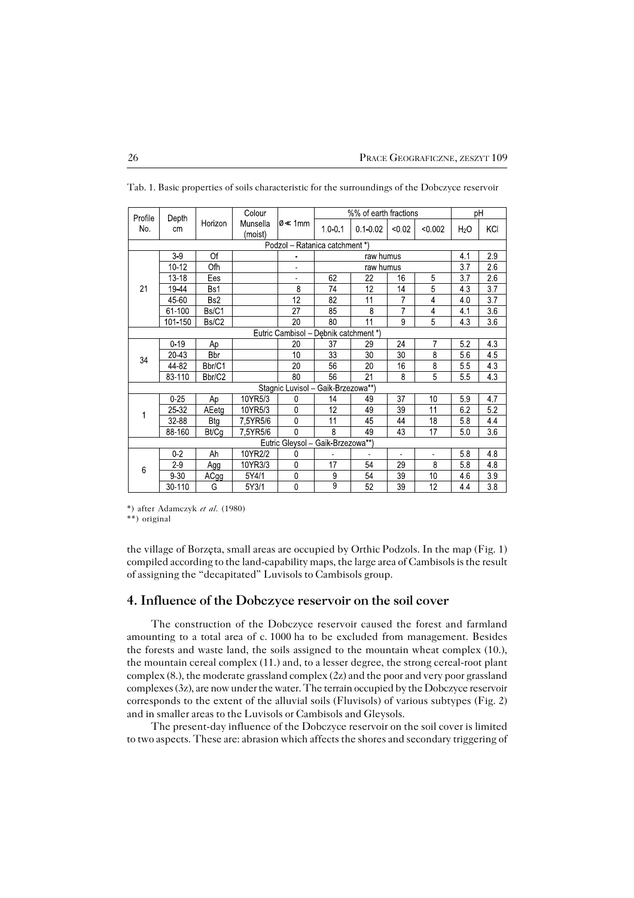Tab. 1. Basic properties of soils characteristic for the surroundings of the Dobczyce reservoir

| Profile No. | Depth cm | Horizon | Colour Munsella (moist) | ø « 1mm | %% of earth fractions | | | | pH | |
|---|---|---|---|---|---|---|---|---|---|---|
| | | | | | 1.0-0.1 | 0.1-0.02 | <0.02 | <0.002 | $H_2O$ | KCl |
| Podzol – Ratanica catchment *) | | | | | | | | | | |
| 21 | 3-9 | Of | | - | raw humus | | | | 4.1 | 2.9 |
| | 10-12 | Ofh | | - | raw humus | | | | 3.7 | 2.6 |
| | 13-18 | Ees | | - | 62 | 22 | 16 | 5 | 3.7 | 2.6 |
| | 19-44 | Bs1 | | 8 | 74 | 12 | 14 | 5 | 4.3 | 3.7 |
| | 45-60 | Bs2 | | 12 | 82 | 11 | 7 | 4 | 4.0 | 3.7 |
| | 61-100 | Bs/C1 | | 27 | 85 | 8 | 7 | 4 | 4.1 | 3.6 |
| | 101-150 | Bs/C2 | | 20 | 80 | 11 | 9 | 5 | 4.3 | 3.6 |
| Eutric Cambisol – Dębnik catchment *) | | | | | | | | | | |
| 34 | 0-19 | Ap | | 20 | 37 | 29 | 24 | 7 | 5.2 | 4.3 |
| | 20-43 | Bbr | | 10 | 33 | 30 | 30 | 8 | 5.6 | 4.5 |
| | 44-82 | Bbr/C1 | | 20 | 56 | 20 | 16 | 8 | 5.5 | 4.3 |
| | 83-110 | Bbr/C2 | | 80 | 56 | 21 | 8 | 5 | 5.5 | 4.3 |
| Stagnic Luvisol – Gaik-Brzezowa**) | | | | | | | | | | |
| 1 | 0-25 | Ap | 10YR5/3 | 0 | 14 | 49 | 37 | 10 | 5.9 | 4.7 |
| | 25-32 | AEetg | 10YR5/3 | 0 | 12 | 49 | 39 | 11 | 6.2 | 5.2 |
| | 32-88 | Btg | 7,5YR5/6 | 0 | 11 | 45 | 44 | 18 | 5.8 | 4.4 |
| | 88-160 | Bt/Cg | 7,5YR5/6 | 0 | 8 | 49 | 43 | 17 | 5.0 | 3.6 |
| Eutric Gleysol – Gaik-Brzezowa**) | | | | | | | | | | |
| 6 | 0-2 | Ah | 10YR2/2 | 0 | - | - | - | - | 5.8 | 4.8 |
| | 2-9 | Agg | 10YR3/3 | 0 | 17 | 54 | 29 | 8 | 5.8 | 4.8 |
| | 9-30 | ACgg | 5Y4/1 | 0 | 9 | 54 | 39 | 10 | 4.6 | 3.9 |
| | 30-110 | G | 5Y3/1 | 0 | 9 | 52 | 39 | 12 | 4.4 | 3.8 |

*) after Adamczyk *et al.* (1980)
**) original

the village of Borzęta, small areas are occupied by Orthic Podzols. In the map (Fig. 1) compiled according to the land-capability maps, the large area of Cambisols is the result of assigning the "decapitated" Luvisols to Cambisols group.

## 4. Influence of the Dobczyce reservoir on the soil cover

The construction of the Dobczyce reservoir caused the forest and farmland amounting to a total area of c. 1000 ha to be excluded from management. Besides the forests and waste land, the soils assigned to the mountain wheat complex (10.), the mountain cereal complex (11.) and, to a lesser degree, the strong cereal-root plant complex (8.), the moderate grassland complex (2z) and the poor and very poor grassland complexes (3z), are now under the water. The terrain occupied by the Dobczyce reservoir corresponds to the extent of the alluvial soils (Fluvisols) of various subtypes (Fig. 2) and in smaller areas to the Luvisols or Cambisols and Gleysols.

The present-day influence of the Dobczyce reservoir on the soil cover is limited to two aspects. These are: abrasion which affects the shores and secondary triggering of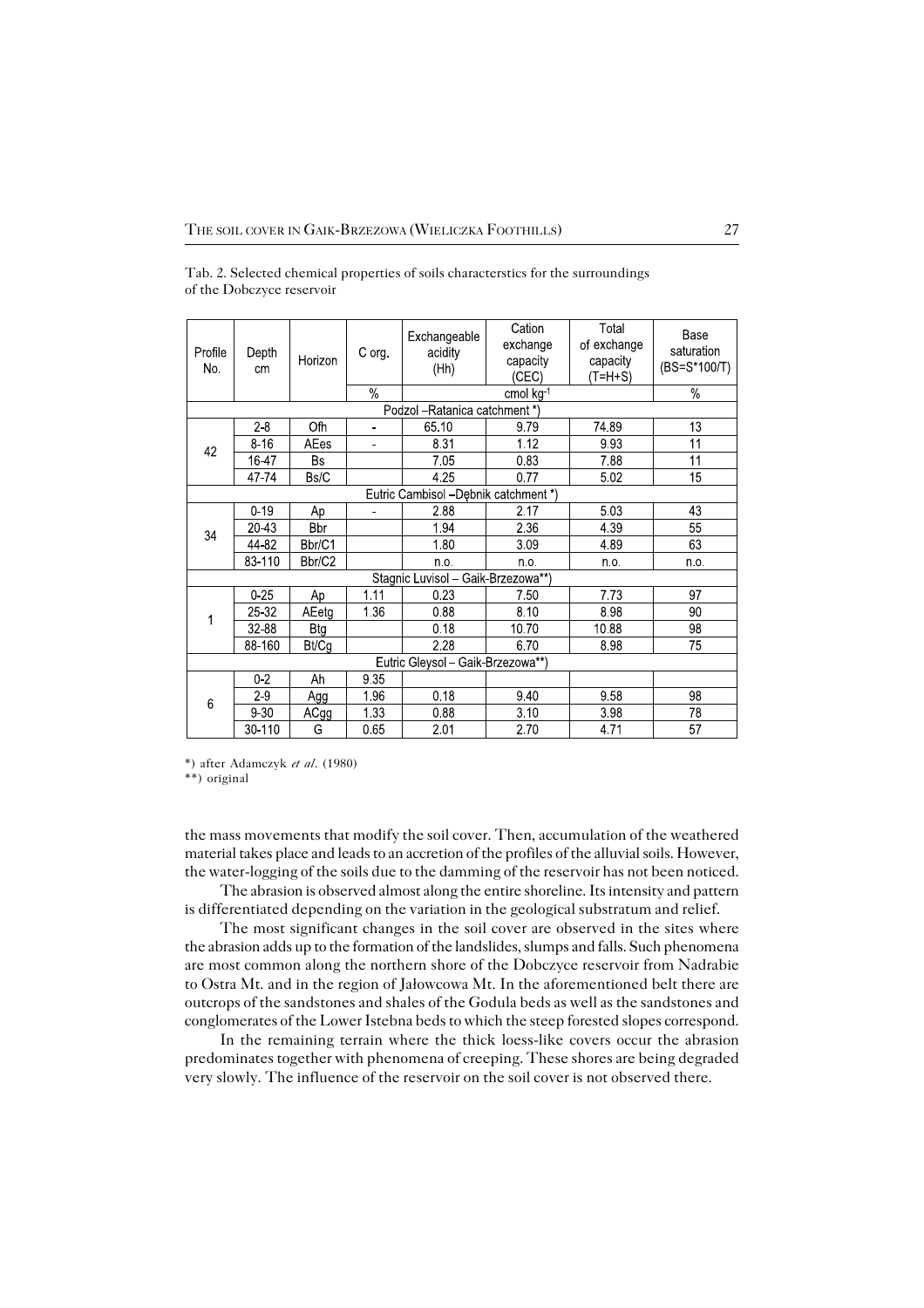Tab. 2. Selected chemical properties of soils characterstics for the surroundings of the Dobczyce reservoir

| Profile No. | Depth cm | Horizon | C org. | Exchangeable acidity (Hh) | Cation exchange capacity (CEC) | Total of exchange capacity (T=H+S) | Base saturation (BS=S*100/T) |
|---|---|---|---|---|---|---|---|
| | | | % | cmol $kg^{-1}$ | | | % |
| Podzol –Ratanica catchment *) | | | | | | | |
| 42 | 2-8 | Ofh | - | 65.10 | 9.79 | 74.89 | 13 |
| | 8-16 | AEes | - | 8.31 | 1.12 | 9.93 | 11 |
| | 16-47 | Bs | | 7.05 | 0.83 | 7.88 | 11 |
| | 47-74 | Bs/C | | 4.25 | 0.77 | 5.02 | 15 |
| Eutric Cambisol –Dębnik catchment *) | | | | | | | |
| 34 | 0-19 | Ap | - | 2.88 | 2.17 | 5.03 | 43 |
| | 20-43 | Bbr | | 1.94 | 2.36 | 4.39 | 55 |
| | 44-82 | Bbr/C1 | | 1.80 | 3.09 | 4.89 | 63 |
| | 83-110 | Bbr/C2 | | n.o. | n.o. | n.o. | n.o. |
| Stagnic Luvisol – Gaik-Brzezowa**) | | | | | | | |
| 1 | 0-25 | Ap | 1.11 | 0.23 | 7.50 | 7.73 | 97 |
| | 25-32 | AEetg | 1.36 | 0.88 | 8.10 | 8.98 | 90 |
| | 32-88 | Btg | | 0.18 | 10.70 | 10.88 | 98 |
| | 88-160 | Bt/Cg | | 2.28 | 6.70 | 8.98 | 75 |
| Eutric Gleysol – Gaik-Brzezowa**) | | | | | | | |
| 6 | 0-2 | Ah | 9.35 | | | | |
| | 2-9 | Agg | 1.96 | 0.18 | 9.40 | 9.58 | 98 |
| | 9-30 | ACgg | 1.33 | 0.88 | 3.10 | 3.98 | 78 |
| | 30-110 | G | 0.65 | 2.01 | 2.70 | 4.71 | 57 |

*) after Adamczyk *et al*. (1980)
**) original

the mass movements that modify the soil cover. Then, accumulation of the weathered material takes place and leads to an accretion of the profiles of the alluvial soils. However, the water-logging of the soils due to the damming of the reservoir has not been noticed.

The abrasion is observed almost along the entire shoreline. Its intensity and pattern is differentiated depending on the variation in the geological substratum and relief.

The most significant changes in the soil cover are observed in the sites where the abrasion adds up to the formation of the landslides, slumps and falls. Such phenomena are most common along the northern shore of the Dobczyce reservoir from Nadrabie to Ostra Mt. and in the region of Jałowcowa Mt. In the aforementioned belt there are outcrops of the sandstones and shales of the Godula beds as well as the sandstones and conglomerates of the Lower Istebna beds to which the steep forested slopes correspond.

In the remaining terrain where the thick loess-like covers occur the abrasion predominates together with phenomena of creeping. These shores are being degraded very slowly. The influence of the reservoir on the soil cover is not observed there.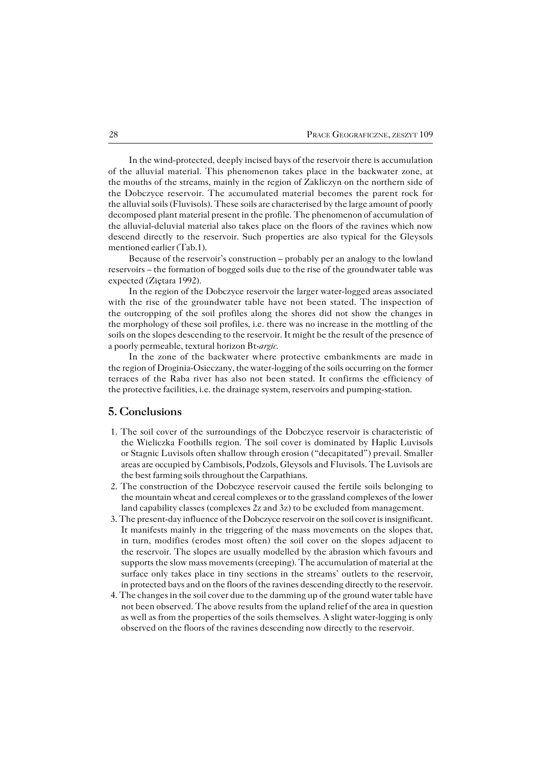In the wind-protected, deeply incised bays of the reservoir there is accumulation of the alluvial material. This phenomenon takes place in the backwater zone, at the mouths of the streams, mainly in the region of Zakliczyn on the northern side of the Dobczyce reservoir. The accumulated material becomes the parent rock for the alluvial soils (Fluvisols). These soils are characterised by the large amount of poorly decomposed plant material present in the profile. The phenomenon of accumulation of the alluvial-deluvial material also takes place on the floors of the ravines which now descend directly to the reservoir. Such properties are also typical for the Gleysols mentioned earlier (Tab.1).

Because of the reservoir's construction – probably per an analogy to the lowland reservoirs – the formation of bogged soils due to the rise of the groundwater table was expected (Ziętara 1992).

In the region of the Dobczyce reservoir the larger water-logged areas associated with the rise of the groundwater table have not been stated. The inspection of the outcropping of the soil profiles along the shores did not show the changes in the morphology of these soil profiles, i.e. there was no increase in the mottling of the soils on the slopes descending to the reservoir. It might be the result of the presence of a poorly permeable, textural horizon Bt-*argic*.

In the zone of the backwater where protective embankments are made in the region of Droginia-Osieczany, the water-logging of the soils occurring on the former terraces of the Raba river has also not been stated. It confirms the efficiency of the protective facilities, i.e. the drainage system, reservoirs and pumping-station.

## 5. Conclusions

1. The soil cover of the surroundings of the Dobczyce reservoir is characteristic of the Wieliczka Foothills region. The soil cover is dominated by Haplic Luvisols or Stagnic Luvisols often shallow through erosion ("decapitated") prevail. Smaller areas are occupied by Cambisols, Podzols, Gleysols and Fluvisols. The Luvisols are the best farming soils throughout the Carpathians.
2. The construction of the Dobczyce reservoir caused the fertile soils belonging to the mountain wheat and cereal complexes or to the grassland complexes of the lower land capability classes (complexes 2z and 3z) to be excluded from management.
3. The present-day influence of the Dobczyce reservoir on the soil cover is insignificant. It manifests mainly in the triggering of the mass movements on the slopes that, in turn, modifies (erodes most often) the soil cover on the slopes adjacent to the reservoir. The slopes are usually modelled by the abrasion which favours and supports the slow mass movements (creeping). The accumulation of material at the surface only takes place in tiny sections in the streams' outlets to the reservoir, in protected bays and on the floors of the ravines descending directly to the reservoir.
4. The changes in the soil cover due to the damming up of the ground water table have not been observed. The above results from the upland relief of the area in question as well as from the properties of the soils themselves. A slight water-logging is only observed on the floors of the ravines descending now directly to the reservoir.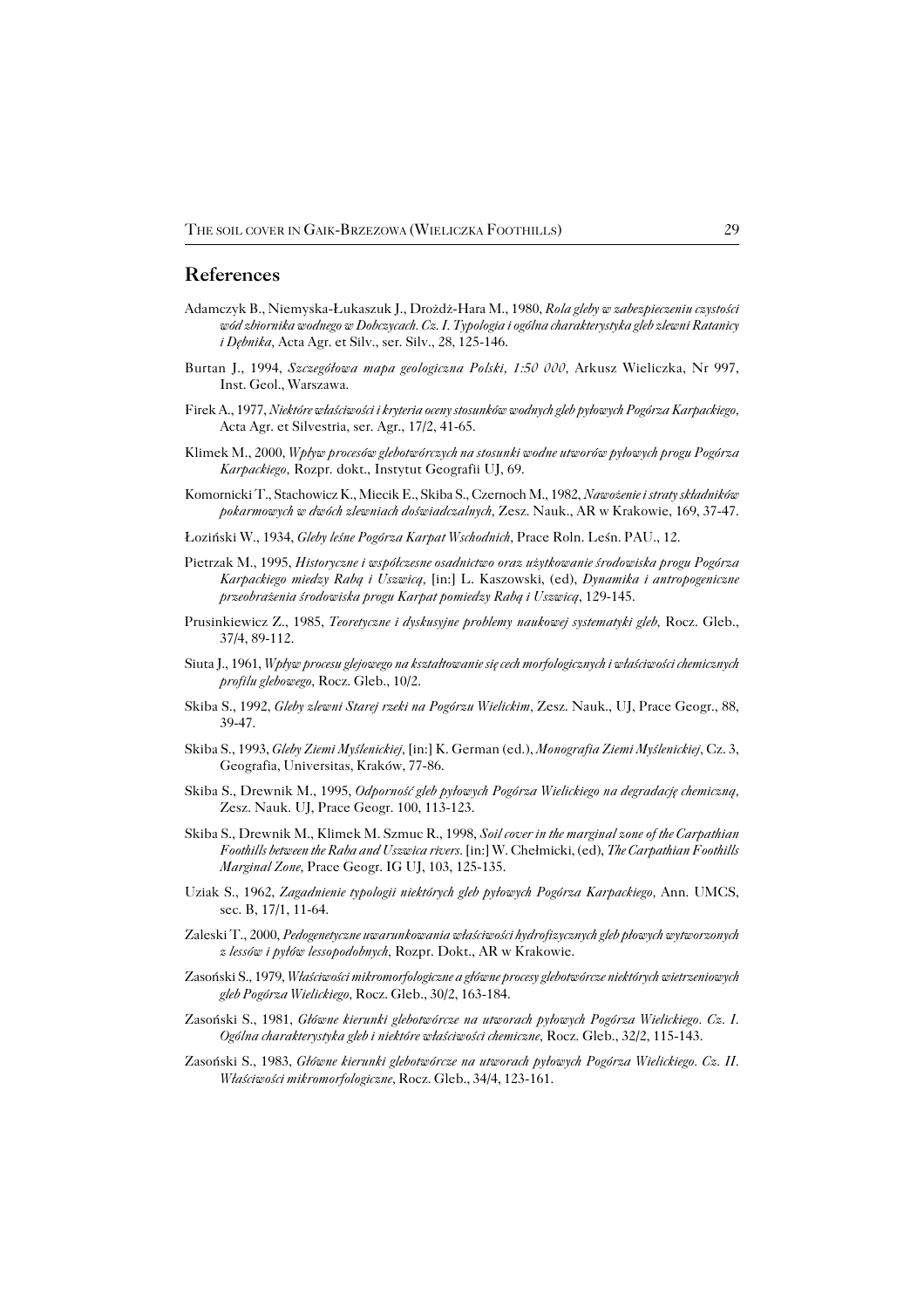## References

Adamczyk B., Niemyska-Łukaszuk J., Drożdż-Hara M., 1980, *Rola gleby w zabezpieczeniu czystości wód zbiornika wodnego w Dobczycach. Cz. I. Typologia i ogólna charakterystyka gleb zlewni Ratanicy i Dębnika*, Acta Agr. et Silv., ser. Silv., 28, 125-146.

Burtan J., 1994, *Szczegółowa mapa geologiczna Polski, 1:50 000*, Arkusz Wieliczka, Nr 997, Inst. Geol., Warszawa.

Firek A., 1977, *Niektóre właściwości i kryteria oceny stosunków wodnych gleb pyłowych Pogórza Karpackiego*, Acta Agr. et Silvestria, ser. Agr., 17/2, 41-65.

Klimek M., 2000, *Wpływ procesów glebotwórczych na stosunki wodne utworów pyłowych progu Pogórza Karpackiego*, Rozpr. dokt., Instytut Geografii UJ, 69.

Komornicki T., Stachowicz K., Miecik E., Skiba S., Czernoch M., 1982, *Nawożenie i straty składników pokarmowych w dwóch zlewniach doświadczalnych*, Zesz. Nauk., AR w Krakowie, 169, 37-47.

Łoziński W., 1934, *Gleby leśne Pogórza Karpat Wschodnich*, Prace Roln. Leśn. PAU., 12.

Pietrzak M., 1995, *Historyczne i współczesne osadnictwo oraz użytkowanie środowiska progu Pogórza Karpackiego miedzy Rabą i Uszwicą*, [in:] L. Kaszowski, (ed), *Dynamika i antropogeniczne przeobrażenia środowiska progu Karpat pomiedzy Rabą i Uszwicą*, 129-145.

Prusinkiewicz Z., 1985, *Teoretyczne i dyskusyjne problemy naukowej systematyki gleb*, Rocz. Gleb., 37/4, 89-112.

Siuta J., 1961, *Wpływ procesu glejowego na kształtowanie się cech morfologicznych i właściwości chemicznych profilu glebowego*, Rocz. Gleb., 10/2.

Skiba S., 1992, *Gleby zlewni Starej rzeki na Pogórzu Wielickim*, Zesz. Nauk., UJ, Prace Geogr., 88, 39-47.

Skiba S., 1993, *Gleby Ziemi Myślenickiej*, [in:] K. German (ed.), *Monografia Ziemi Myślenickiej*, Cz. 3, Geografia, Universitas, Kraków, 77-86.

Skiba S., Drewnik M., 1995, *Odporność gleb pyłowych Pogórza Wielickiego na degradację chemiczną*, Zesz. Nauk. UJ, Prace Geogr. 100, 113-123.

Skiba S., Drewnik M., Klimek M. Szmuc R., 1998, *Soil cover in the marginal zone of the Carpathian Foothills between the Raba and Uszwica rivers*. [in:] W. Chełmicki, (ed), *The Carpathian Foothills Marginal Zone*, Prace Geogr. IG UJ, 103, 125-135.

Uziak S., 1962, *Zagadnienie typologii niektórych gleb pyłowych Pogórza Karpackiego*, Ann. UMCS, sec. B, 17/1, 11-64.

Zaleski T., 2000, *Pedogenetyczne uwarunkowania właściwości hydrofizycznych gleb płowych wytworzonych z lessów i pyłów lessopodobnych*, Rozpr. Dokt., AR w Krakowie.

Zasoński S., 1979, *Właściwości mikromorfologiczne a główne procesy glebotwórcze niektórych wietrzeniowych gleb Pogórza Wielickiego*, Rocz. Gleb., 30/2, 163-184.

Zasoński S., 1981, *Główne kierunki glebotwórcze na utworach pyłowych Pogórza Wielickiego. Cz. I. Ogólna charakterystyka gleb i niektóre właściwości chemiczne*, Rocz. Gleb., 32/2, 115-143.

Zasoński S., 1983, *Główne kierunki glebotwórcze na utworach pyłowych Pogórza Wielickiego. Cz. II. Właściwości mikromorfologiczne*, Rocz. Gleb., 34/4, 123-161.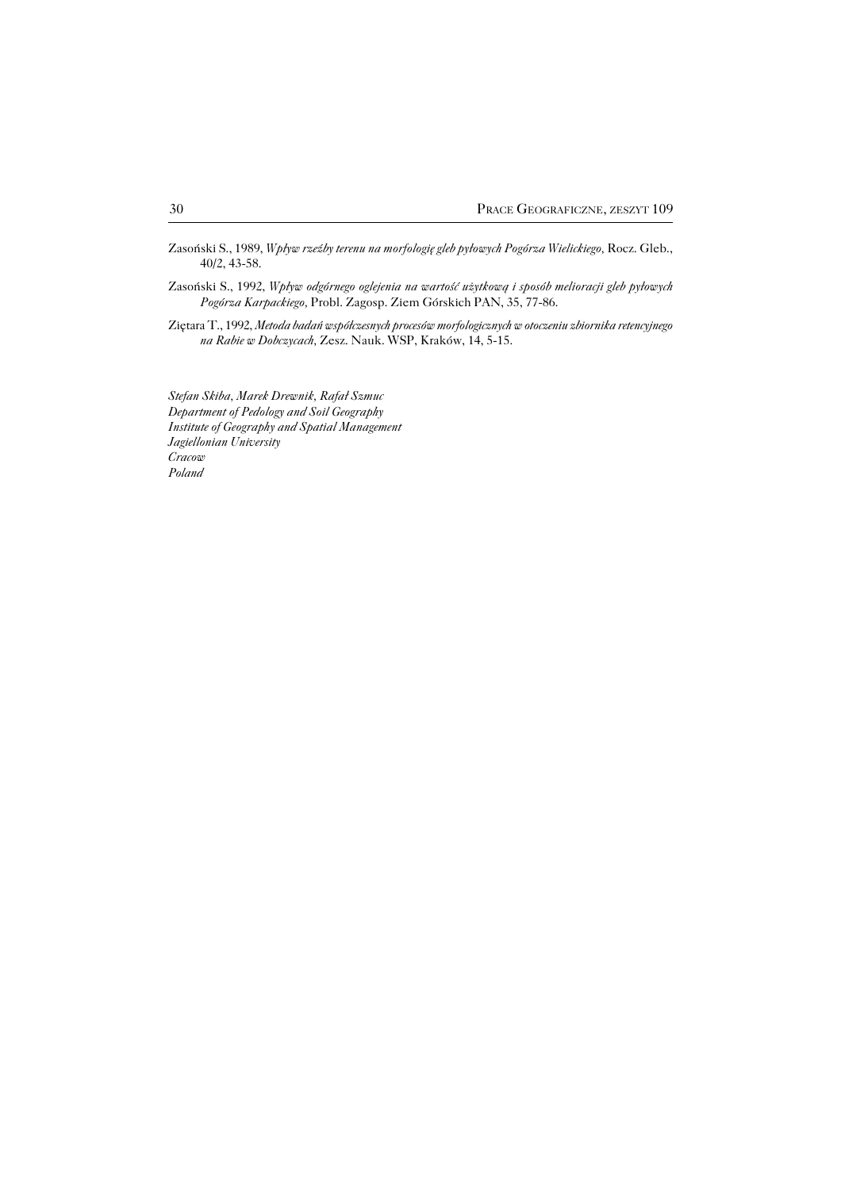Zasoński S., 1989, *Wpływ rzeźby terenu na morfologię gleb pyłowych Pogórza Wielickiego,* Rocz. Gleb., 40/2, 43-58.

Zasoński S., 1992, *Wpływ odgórnego oglejenia na wartość użytkową i sposób melioracji gleb pyłowych Pogórza Karpackiego,* Probl. Zagosp. Ziem Górskich PAN, 35, 77-86.

Ziętara T., 1992, *Metoda badań współczesnych procesów morfologicznych w otoczeniu zbiornika retencyjnego na Rabie w Dobczycach,* Zesz. Nauk. WSP, Kraków, 14, 5-15.

*Stefan Skiba, Marek Drewnik, Rafał Szmuc*
*Department of Pedology and Soil Geography*
*Institute of Geography and Spatial Management*
*Jagiellonian University*
*Cracow*
*Poland*